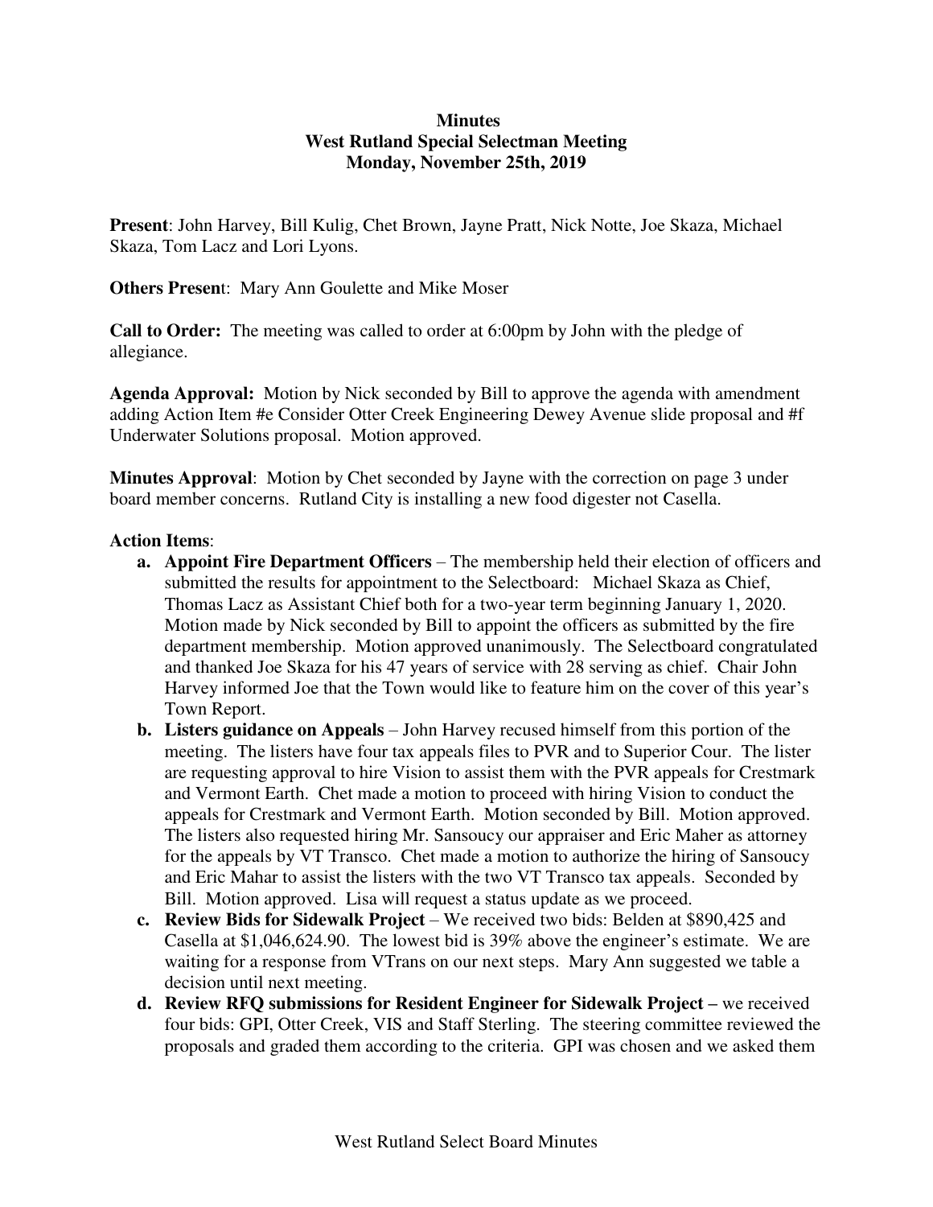**Minutes**
**West Rutland Special Selectman Meeting**
**Monday, November 25th, 2019**

**Present**: John Harvey, Bill Kulig, Chet Brown, Jayne Pratt, Nick Notte, Joe Skaza, Michael Skaza, Tom Lacz and Lori Lyons.

**Others Present**: Mary Ann Goulette and Mike Moser

**Call to Order:** The meeting was called to order at 6:00pm by John with the pledge of allegiance.

**Agenda Approval:** Motion by Nick seconded by Bill to approve the agenda with amendment adding Action Item #e Consider Otter Creek Engineering Dewey Avenue slide proposal and #f Underwater Solutions proposal. Motion approved.

**Minutes Approval**: Motion by Chet seconded by Jayne with the correction on page 3 under board member concerns. Rutland City is installing a new food digester not Casella.

**Action Items**:

a. **Appoint Fire Department Officers** – The membership held their election of officers and submitted the results for appointment to the Selectboard: Michael Skaza as Chief, Thomas Lacz as Assistant Chief both for a two-year term beginning January 1, 2020. Motion made by Nick seconded by Bill to appoint the officers as submitted by the fire department membership. Motion approved unanimously. The Selectboard congratulated and thanked Joe Skaza for his 47 years of service with 28 serving as chief. Chair John Harvey informed Joe that the Town would like to feature him on the cover of this year's Town Report.
b. **Listers guidance on Appeals** – John Harvey recused himself from this portion of the meeting. The listers have four tax appeals files to PVR and to Superior Cour. The lister are requesting approval to hire Vision to assist them with the PVR appeals for Crestmark and Vermont Earth. Chet made a motion to proceed with hiring Vision to conduct the appeals for Crestmark and Vermont Earth. Motion seconded by Bill. Motion approved. The listers also requested hiring Mr. Sansoucy our appraiser and Eric Maher as attorney for the appeals by VT Transco. Chet made a motion to authorize the hiring of Sansoucy and Eric Mahar to assist the listers with the two VT Transco tax appeals. Seconded by Bill. Motion approved. Lisa will request a status update as we proceed.
c. **Review Bids for Sidewalk Project** – We received two bids: Belden at $890,425 and Casella at $1,046,624.90. The lowest bid is 39% above the engineer's estimate. We are waiting for a response from VTrans on our next steps. Mary Ann suggested we table a decision until next meeting.
d. **Review RFQ submissions for Resident Engineer for Sidewalk Project –** we received four bids: GPI, Otter Creek, VIS and Staff Sterling. The steering committee reviewed the proposals and graded them according to the criteria. GPI was chosen and we asked them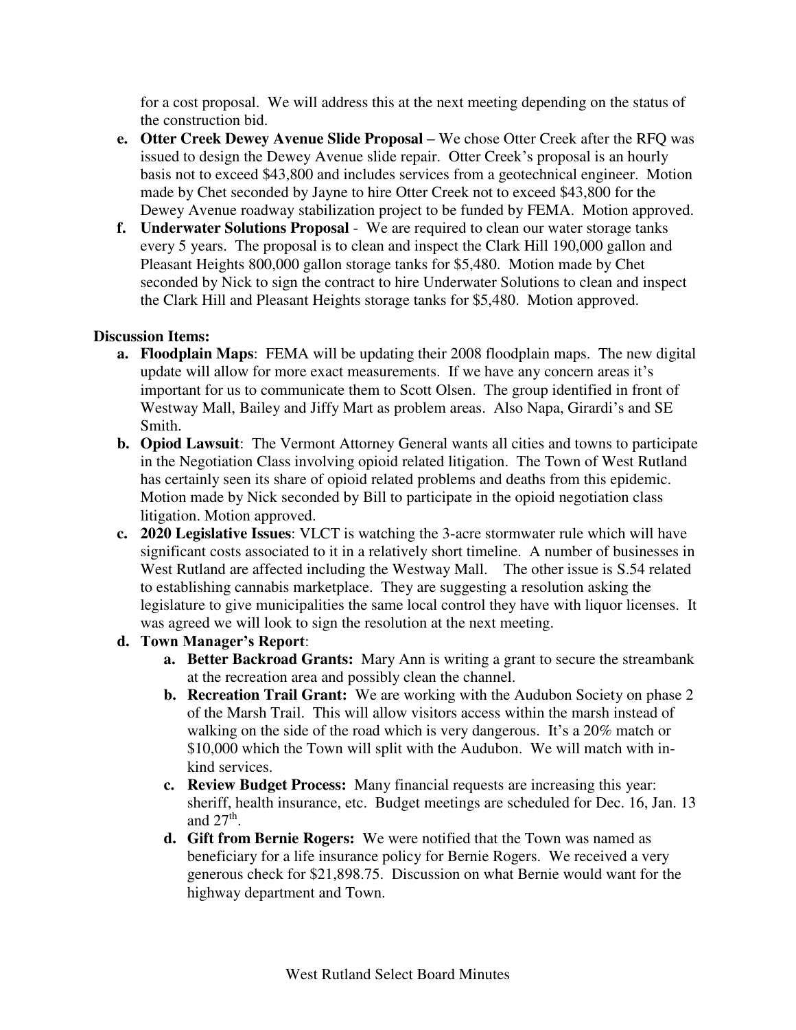for a cost proposal. We will address this at the next meeting depending on the status of the construction bid.

e. **Otter Creek Dewey Avenue Slide Proposal** – We chose Otter Creek after the RFQ was issued to design the Dewey Avenue slide repair. Otter Creek's proposal is an hourly basis not to exceed $43,800 and includes services from a geotechnical engineer. Motion made by Chet seconded by Jayne to hire Otter Creek not to exceed $43,800 for the Dewey Avenue roadway stabilization project to be funded by FEMA. Motion approved.
f. **Underwater Solutions Proposal** - We are required to clean our water storage tanks every 5 years. The proposal is to clean and inspect the Clark Hill 190,000 gallon and Pleasant Heights 800,000 gallon storage tanks for $5,480. Motion made by Chet seconded by Nick to sign the contract to hire Underwater Solutions to clean and inspect the Clark Hill and Pleasant Heights storage tanks for $5,480. Motion approved.

**Discussion Items:**

a. **Floodplain Maps**: FEMA will be updating their 2008 floodplain maps. The new digital update will allow for more exact measurements. If we have any concern areas it's important for us to communicate them to Scott Olsen. The group identified in front of Westway Mall, Bailey and Jiffy Mart as problem areas. Also Napa, Girardi's and SE Smith.
b. **Opiod Lawsuit**: The Vermont Attorney General wants all cities and towns to participate in the Negotiation Class involving opioid related litigation. The Town of West Rutland has certainly seen its share of opioid related problems and deaths from this epidemic. Motion made by Nick seconded by Bill to participate in the opioid negotiation class litigation. Motion approved.
c. **2020 Legislative Issues**: VLCT is watching the 3-acre stormwater rule which will have significant costs associated to it in a relatively short timeline. A number of businesses in West Rutland are affected including the Westway Mall. The other issue is S.54 related to establishing cannabis marketplace. They are suggesting a resolution asking the legislature to give municipalities the same local control they have with liquor licenses. It was agreed we will look to sign the resolution at the next meeting.
d. **Town Manager's Report**:
    a. **Better Backroad Grants:** Mary Ann is writing a grant to secure the streambank at the recreation area and possibly clean the channel.
    b. **Recreation Trail Grant:** We are working with the Audubon Society on phase 2 of the Marsh Trail. This will allow visitors access within the marsh instead of walking on the side of the road which is very dangerous. It's a 20% match or $10,000 which the Town will split with the Audubon. We will match with in-kind services.
    c. **Review Budget Process:** Many financial requests are increasing this year: sheriff, health insurance, etc. Budget meetings are scheduled for Dec. 16, Jan. 13 and 27th.
    d. **Gift from Bernie Rogers:** We were notified that the Town was named as beneficiary for a life insurance policy for Bernie Rogers. We received a very generous check for $21,898.75. Discussion on what Bernie would want for the highway department and Town.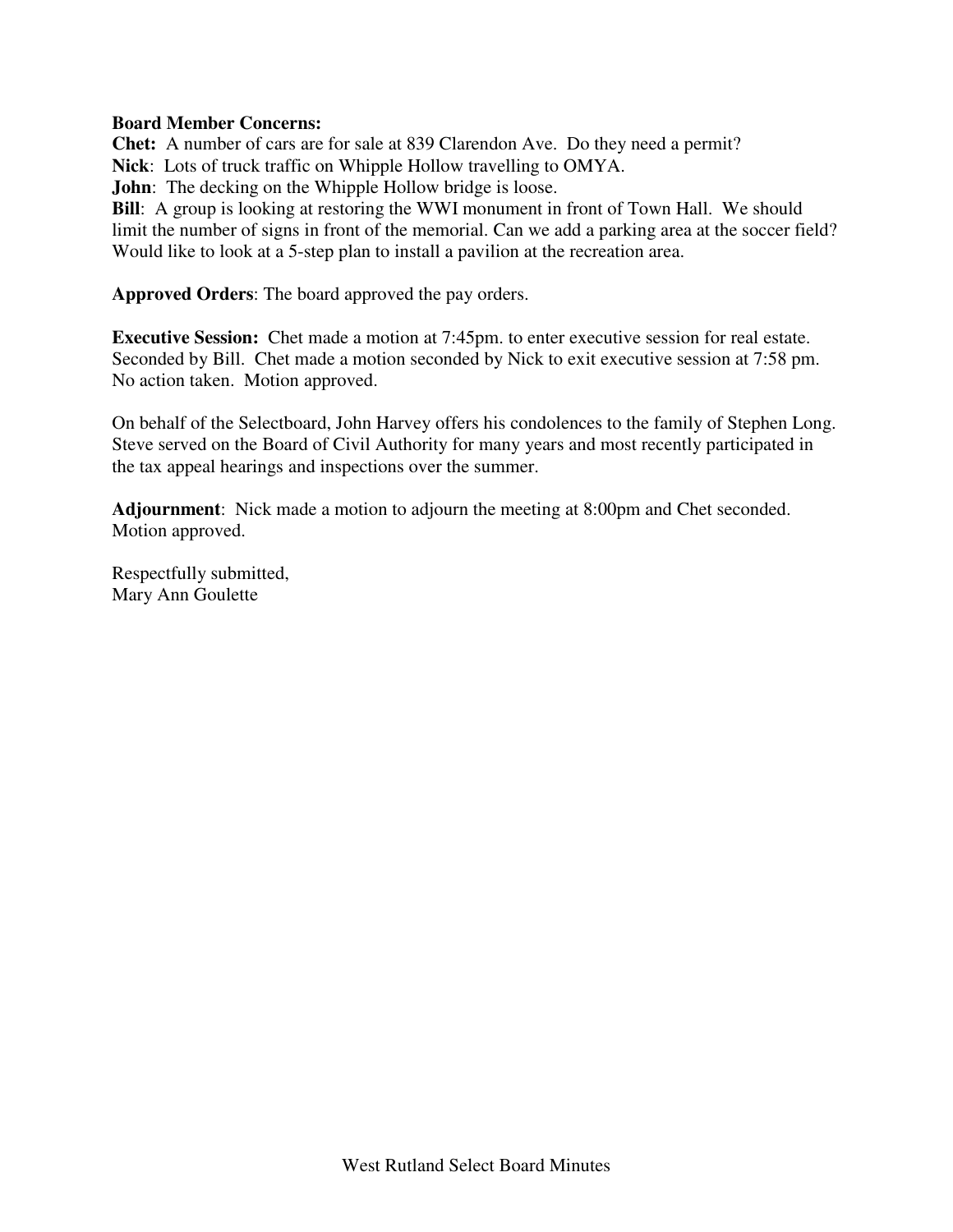**Board Member Concerns:**

**Chet:** A number of cars are for sale at 839 Clarendon Ave. Do they need a permit?
**Nick**: Lots of truck traffic on Whipple Hollow travelling to OMYA.
**John**: The decking on the Whipple Hollow bridge is loose.
**Bill**: A group is looking at restoring the WWI monument in front of Town Hall. We should limit the number of signs in front of the memorial. Can we add a parking area at the soccer field? Would like to look at a 5-step plan to install a pavilion at the recreation area.

**Approved Orders**: The board approved the pay orders.

**Executive Session:** Chet made a motion at 7:45pm. to enter executive session for real estate. Seconded by Bill. Chet made a motion seconded by Nick to exit executive session at 7:58 pm. No action taken. Motion approved.

On behalf of the Selectboard, John Harvey offers his condolences to the family of Stephen Long. Steve served on the Board of Civil Authority for many years and most recently participated in the tax appeal hearings and inspections over the summer.

**Adjournment**: Nick made a motion to adjourn the meeting at 8:00pm and Chet seconded. Motion approved.

Respectfully submitted,
Mary Ann Goulette